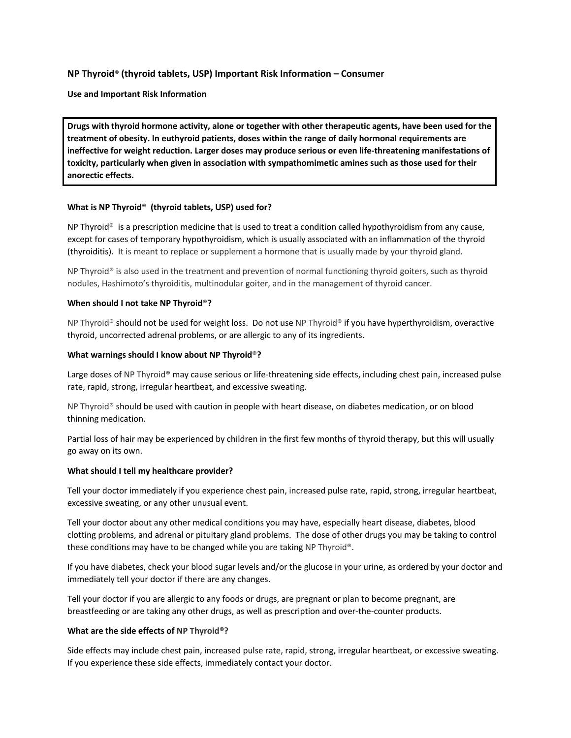## NP Thyroid® (thyroid tablets, USP) Important Risk Information – Consumer

### Use and Important Risk Information

**Drugs with thyroid hormone activity, alone or together with other therapeutic agents, have been used for the treatment of obesity. In euthyroid patients, doses within the range of daily hormonal requirements are ineffective for weight reduction. Larger doses may produce serious or even life-threatening manifestations of toxicity, particularly when given in association with sympathomimetic amines such as those used for their anorectic effects.**

### What is NP Thyroid® (thyroid tablets, USP) used for?

NP Thyroid® is a prescription medicine that is used to treat a condition called hypothyroidism from any cause, except for cases of temporary hypothyroidism, which is usually associated with an inflammation of the thyroid (thyroiditis). It is meant to replace or supplement a hormone that is usually made by your thyroid gland.

NP Thyroid® is also used in the treatment and prevention of normal functioning thyroid goiters, such as thyroid nodules, Hashimoto's thyroiditis, multinodular goiter, and in the management of thyroid cancer.

### When should I not take NP Thyroid®?

NP Thyroid® should not be used for weight loss. Do not use NP Thyroid® if you have hyperthyroidism, overactive thyroid, uncorrected adrenal problems, or are allergic to any of its ingredients.

### What warnings should I know about NP Thyroid®?

Large doses of NP Thyroid® may cause serious or life-threatening side effects, including chest pain, increased pulse rate, rapid, strong, irregular heartbeat, and excessive sweating.

NP Thyroid® should be used with caution in people with heart disease, on diabetes medication, or on blood thinning medication.

Partial loss of hair may be experienced by children in the first few months of thyroid therapy, but this will usually go away on its own.

### What should I tell my healthcare provider?

Tell your doctor immediately if you experience chest pain, increased pulse rate, rapid, strong, irregular heartbeat, excessive sweating, or any other unusual event.

Tell your doctor about any other medical conditions you may have, especially heart disease, diabetes, blood clotting problems, and adrenal or pituitary gland problems. The dose of other drugs you may be taking to control these conditions may have to be changed while you are taking NP Thyroid®.

If you have diabetes, check your blood sugar levels and/or the glucose in your urine, as ordered by your doctor and immediately tell your doctor if there are any changes.

Tell your doctor if you are allergic to any foods or drugs, are pregnant or plan to become pregnant, are breastfeeding or are taking any other drugs, as well as prescription and over-the-counter products.

### What are the side effects of NP Thyroid®?

Side effects may include chest pain, increased pulse rate, rapid, strong, irregular heartbeat, or excessive sweating. If you experience these side effects, immediately contact your doctor.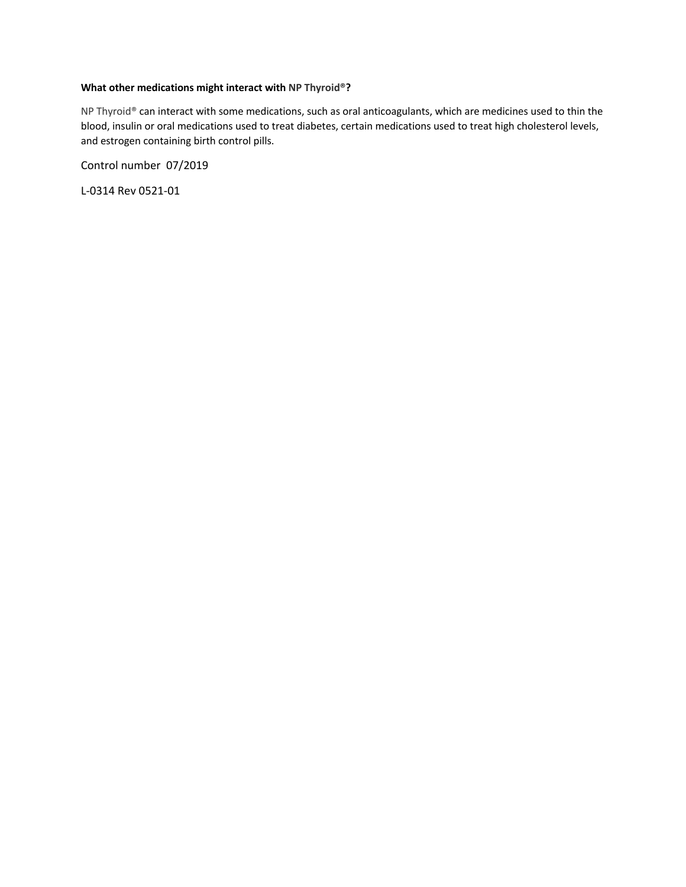**What other medications might interact with NP Thyroid®?**

NP Thyroid® can interact with some medications, such as oral anticoagulants, which are medicines used to thin the blood, insulin or oral medications used to treat diabetes, certain medications used to treat high cholesterol levels, and estrogen containing birth control pills.

Control number 07/2019

L-0314 Rev 0521-01